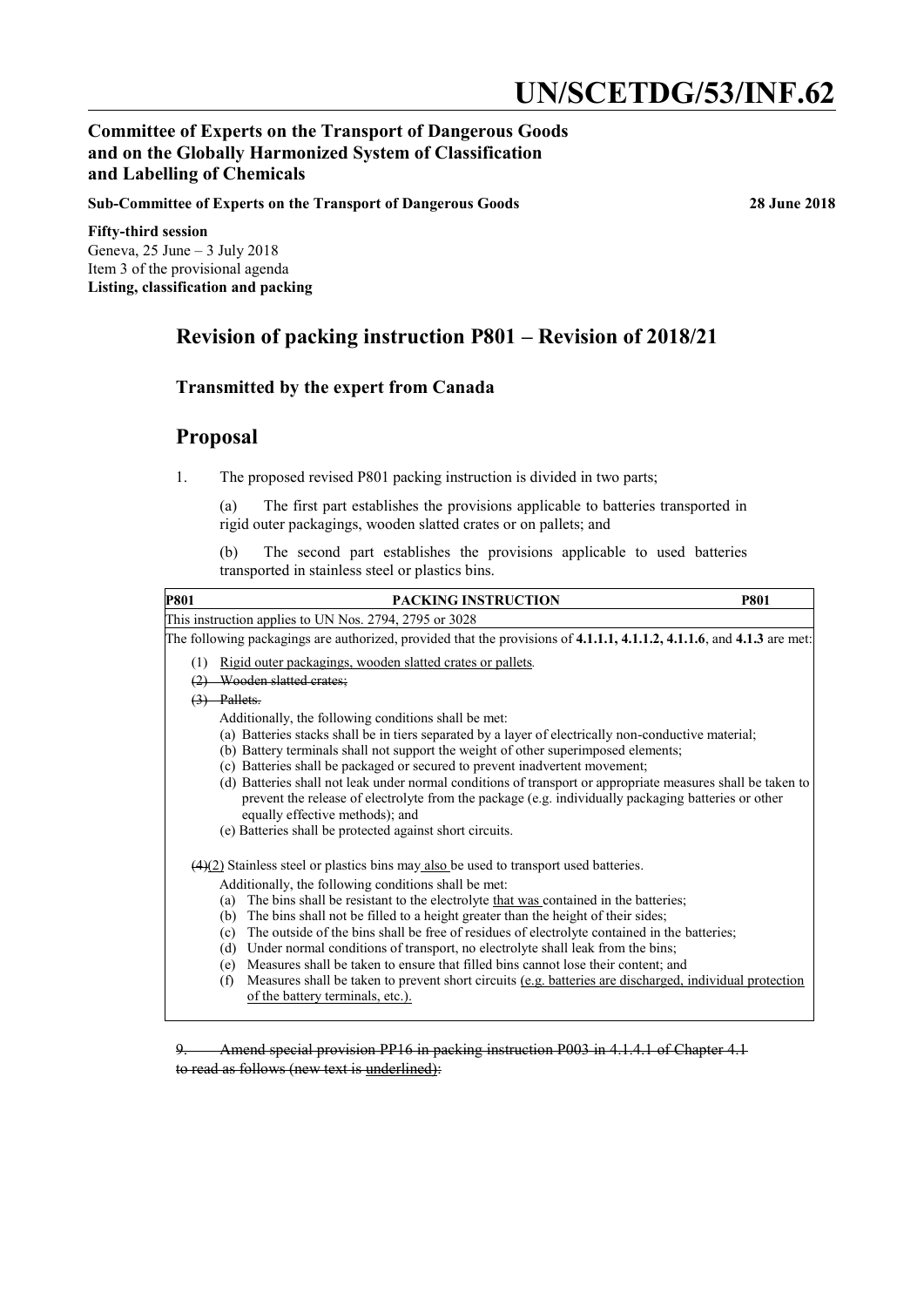# UN/SCETDG/53/INF.62

**Committee of Experts on the Transport of Dangerous Goods and on the Globally Harmonized System of Classification and Labelling of Chemicals**

**Sub-Committee of Experts on the Transport of Dangerous Goods** **28 June 2018**

**Fifty-third session**
Geneva, 25 June – 3 July 2018
Item 3 of the provisional agenda
**Listing, classification and packing**

## Revision of packing instruction P801 – Revision of 2018/21

### Transmitted by the expert from Canada

## Proposal

1. The proposed revised P801 packing instruction is divided in two parts;

   (a) The first part establishes the provisions applicable to batteries transported in rigid outer packagings, wooden slatted crates or on pallets; and

   (b) The second part establishes the provisions applicable to used batteries transported in stainless steel or plastics bins.

| **P801** | **PACKING INSTRUCTION** | **P801** |
|---|---|---|
| This instruction applies to UN Nos. 2794, 2795 or 3028 | | |
| The following packagings are authorized, provided that the provisions of **4.1.1.1, 4.1.1.2, 4.1.1.6**, and **4.1.3** are met:<br><br>(1) <u>Rigid outer packagings, wooden slatted crates or pallets</u>.<br>~~(2) Wooden slatted crates;~~<br>~~(3) Pallets.~~<br>Additionally, the following conditions shall be met:<br>(a) Batteries stacks shall be in tiers separated by a layer of electrically non-conductive material;<br>(b) Battery terminals shall not support the weight of other superimposed elements;<br>(c) Batteries shall be packaged or secured to prevent inadvertent movement;<br>(d) Batteries shall not leak under normal conditions of transport or appropriate measures shall be taken to prevent the release of electrolyte from the package (e.g. individually packaging batteries or other equally effective methods); and<br>(e) Batteries shall be protected against short circuits.<br><br>~~(4)~~<u>(2)</u> Stainless steel or plastics bins may <u>also</u> be used to transport used batteries.<br>Additionally, the following conditions shall be met:<br>(a) The bins shall be resistant to the electrolyte <u>that was</u> contained in the batteries;<br>(b) The bins shall not be filled to a height greater than the height of their sides;<br>(c) The outside of the bins shall be free of residues of electrolyte contained in the batteries;<br>(d) Under normal conditions of transport, no electrolyte shall leak from the bins;<br>(e) Measures shall be taken to ensure that filled bins cannot lose their content; and<br>(f) Measures shall be taken to prevent short circuits <u>(e.g. batteries are discharged, individual protection of the battery terminals, etc.)</u>. | | |

~~9. Amend special provision PP16 in packing instruction P003 in 4.1.4.1 of Chapter 4.1 to read as follows (new text is underlined):~~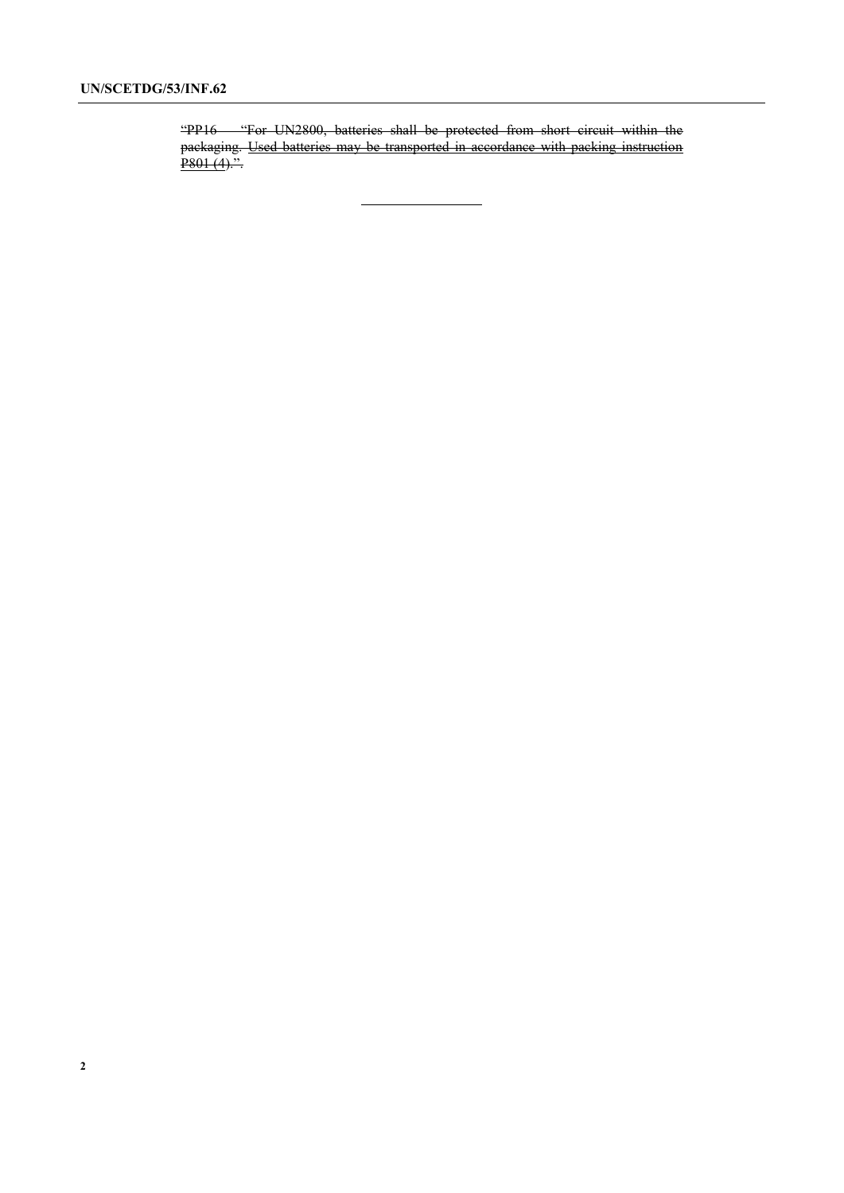~~"PP16 "For UN2800, batteries shall be protected from short circuit within the packaging.~~ ~~Used batteries may be transported in accordance with packing instruction P801 (4).".~~

---